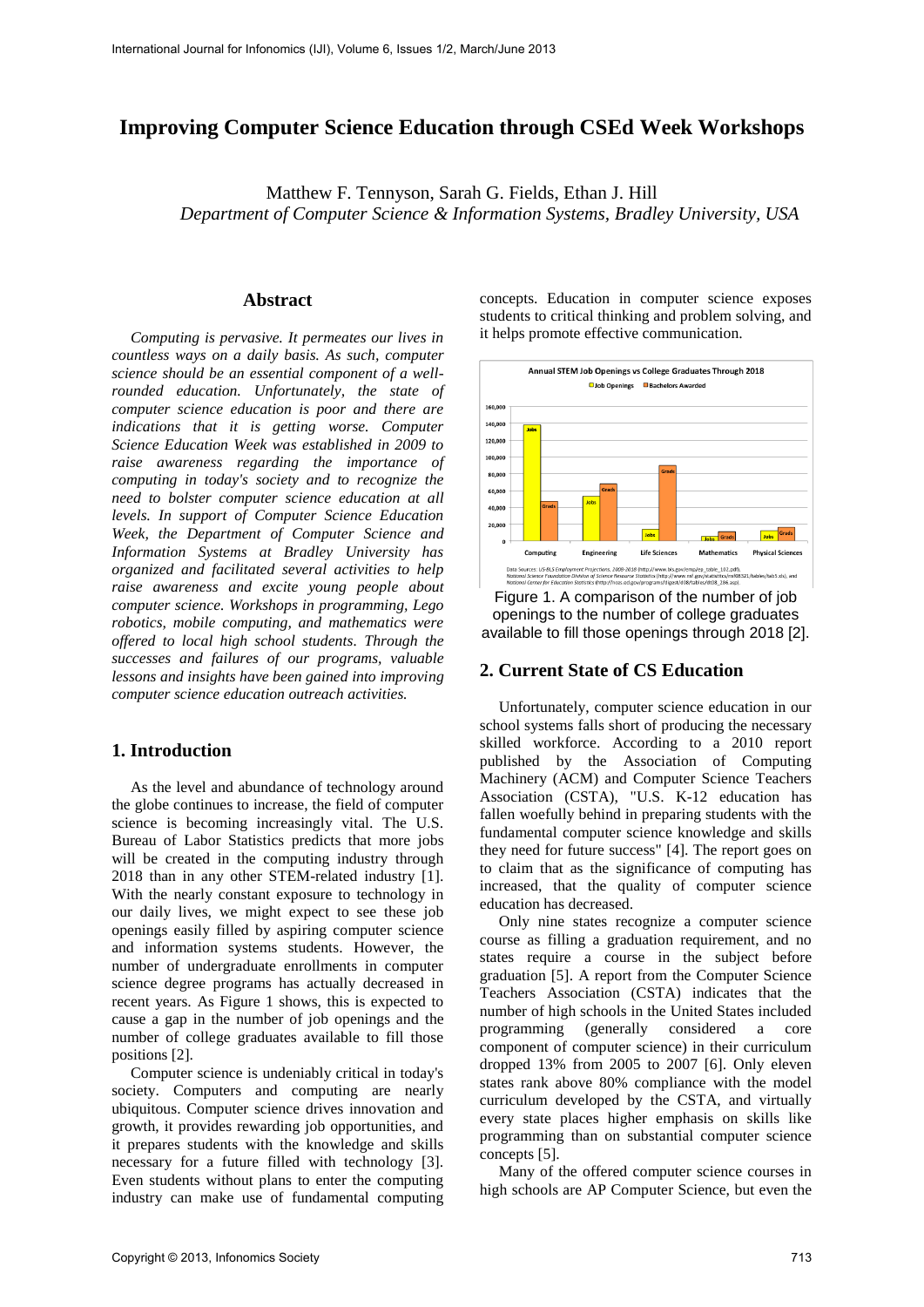# Improving Computer Science Education through CSEd Week Workshops

Matthew F. Tennyson, Sarah G. Fields, Ethan J. Hill
*Department of Computer Science & Information Systems, Bradley University, USA*

## Abstract

*Computing is pervasive. It permeates our lives in countless ways on a daily basis. As such, computer science should be an essential component of a well-rounded education. Unfortunately, the state of computer science education is poor and there are indications that it is getting worse. Computer Science Education Week was established in 2009 to raise awareness regarding the importance of computing in today's society and to recognize the need to bolster computer science education at all levels. In support of Computer Science Education Week, the Department of Computer Science and Information Systems at Bradley University has organized and facilitated several activities to help raise awareness and excite young people about computer science. Workshops in programming, Lego robotics, mobile computing, and mathematics were offered to local high school students. Through the successes and failures of our programs, valuable lessons and insights have been gained into improving computer science education outreach activities.*

## 1. Introduction

As the level and abundance of technology around the globe continues to increase, the field of computer science is becoming increasingly vital. The U.S. Bureau of Labor Statistics predicts that more jobs will be created in the computing industry through 2018 than in any other STEM-related industry [1]. With the nearly constant exposure to technology in our daily lives, we might expect to see these job openings easily filled by aspiring computer science and information systems students. However, the number of undergraduate enrollments in computer science degree programs has actually decreased in recent years. As Figure 1 shows, this is expected to cause a gap in the number of job openings and the number of college graduates available to fill those positions [2].

Computer science is undeniably critical in today's society. Computers and computing are nearly ubiquitous. Computer science drives innovation and growth, it provides rewarding job opportunities, and it prepares students with the knowledge and skills necessary for a future filled with technology [3]. Even students without plans to enter the computing industry can make use of fundamental computing concepts. Education in computer science exposes students to critical thinking and problem solving, and it helps promote effective communication.

Figure 1. A comparison of the number of job openings to the number of college graduates available to fill those openings through 2018 [2].

## 2. Current State of CS Education

Unfortunately, computer science education in our school systems falls short of producing the necessary skilled workforce. According to a 2010 report published by the Association of Computing Machinery (ACM) and Computer Science Teachers Association (CSTA), "U.S. K-12 education has fallen woefully behind in preparing students with the fundamental computer science knowledge and skills they need for future success" [4]. The report goes on to claim that as the significance of computing has increased, that the quality of computer science education has decreased.

Only nine states recognize a computer science course as filling a graduation requirement, and no states require a course in the subject before graduation [5]. A report from the Computer Science Teachers Association (CSTA) indicates that the number of high schools in the United States included programming (generally considered a core component of computer science) in their curriculum dropped 13% from 2005 to 2007 [6]. Only eleven states rank above 80% compliance with the model curriculum developed by the CSTA, and virtually every state places higher emphasis on skills like programming than on substantial computer science concepts [5].

Many of the offered computer science courses in high schools are AP Computer Science, but even the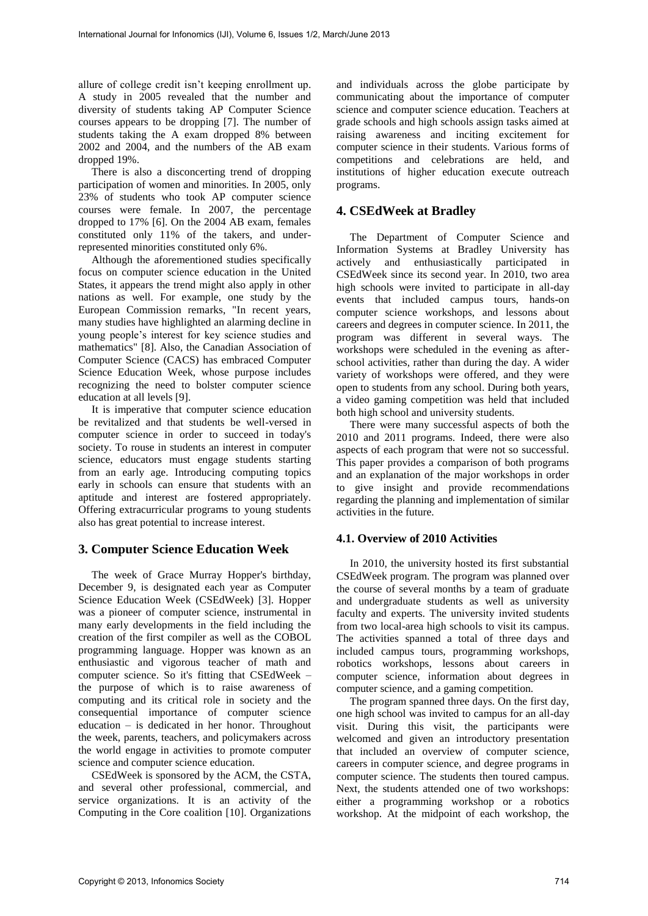allure of college credit isn't keeping enrollment up. A study in 2005 revealed that the number and diversity of students taking AP Computer Science courses appears to be dropping [7]. The number of students taking the A exam dropped 8% between 2002 and 2004, and the numbers of the AB exam dropped 19%.

There is also a disconcerting trend of dropping participation of women and minorities. In 2005, only 23% of students who took AP computer science courses were female. In 2007, the percentage dropped to 17% [6]. On the 2004 AB exam, females constituted only 11% of the takers, and under-represented minorities constituted only 6%.

Although the aforementioned studies specifically focus on computer science education in the United States, it appears the trend might also apply in other nations as well. For example, one study by the European Commission remarks, "In recent years, many studies have highlighted an alarming decline in young people's interest for key science studies and mathematics" [8]. Also, the Canadian Association of Computer Science (CACS) has embraced Computer Science Education Week, whose purpose includes recognizing the need to bolster computer science education at all levels [9].

It is imperative that computer science education be revitalized and that students be well-versed in computer science in order to succeed in today's society. To rouse in students an interest in computer science, educators must engage students starting from an early age. Introducing computing topics early in schools can ensure that students with an aptitude and interest are fostered appropriately. Offering extracurricular programs to young students also has great potential to increase interest.

## 3. Computer Science Education Week

The week of Grace Murray Hopper's birthday, December 9, is designated each year as Computer Science Education Week (CSEdWeek) [3]. Hopper was a pioneer of computer science, instrumental in many early developments in the field including the creation of the first compiler as well as the COBOL programming language. Hopper was known as an enthusiastic and vigorous teacher of math and computer science. So it's fitting that CSEdWeek – the purpose of which is to raise awareness of computing and its critical role in society and the consequential importance of computer science education – is dedicated in her honor. Throughout the week, parents, teachers, and policymakers across the world engage in activities to promote computer science and computer science education.

CSEdWeek is sponsored by the ACM, the CSTA, and several other professional, commercial, and service organizations. It is an activity of the Computing in the Core coalition [10]. Organizations and individuals across the globe participate by communicating about the importance of computer science and computer science education. Teachers at grade schools and high schools assign tasks aimed at raising awareness and inciting excitement for computer science in their students. Various forms of competitions and celebrations are held, and institutions of higher education execute outreach programs.

## 4. CSEdWeek at Bradley

The Department of Computer Science and Information Systems at Bradley University has actively and enthusiastically participated in CSEdWeek since its second year. In 2010, two area high schools were invited to participate in all-day events that included campus tours, hands-on computer science workshops, and lessons about careers and degrees in computer science. In 2011, the program was different in several ways. The workshops were scheduled in the evening as after-school activities, rather than during the day. A wider variety of workshops were offered, and they were open to students from any school. During both years, a video gaming competition was held that included both high school and university students.

There were many successful aspects of both the 2010 and 2011 programs. Indeed, there were also aspects of each program that were not so successful. This paper provides a comparison of both programs and an explanation of the major workshops in order to give insight and provide recommendations regarding the planning and implementation of similar activities in the future.

### 4.1. Overview of 2010 Activities

In 2010, the university hosted its first substantial CSEdWeek program. The program was planned over the course of several months by a team of graduate and undergraduate students as well as university faculty and experts. The university invited students from two local-area high schools to visit its campus. The activities spanned a total of three days and included campus tours, programming workshops, robotics workshops, lessons about careers in computer science, information about degrees in computer science, and a gaming competition.

The program spanned three days. On the first day, one high school was invited to campus for an all-day visit. During this visit, the participants were welcomed and given an introductory presentation that included an overview of computer science, careers in computer science, and degree programs in computer science. The students then toured campus. Next, the students attended one of two workshops: either a programming workshop or a robotics workshop. At the midpoint of each workshop, the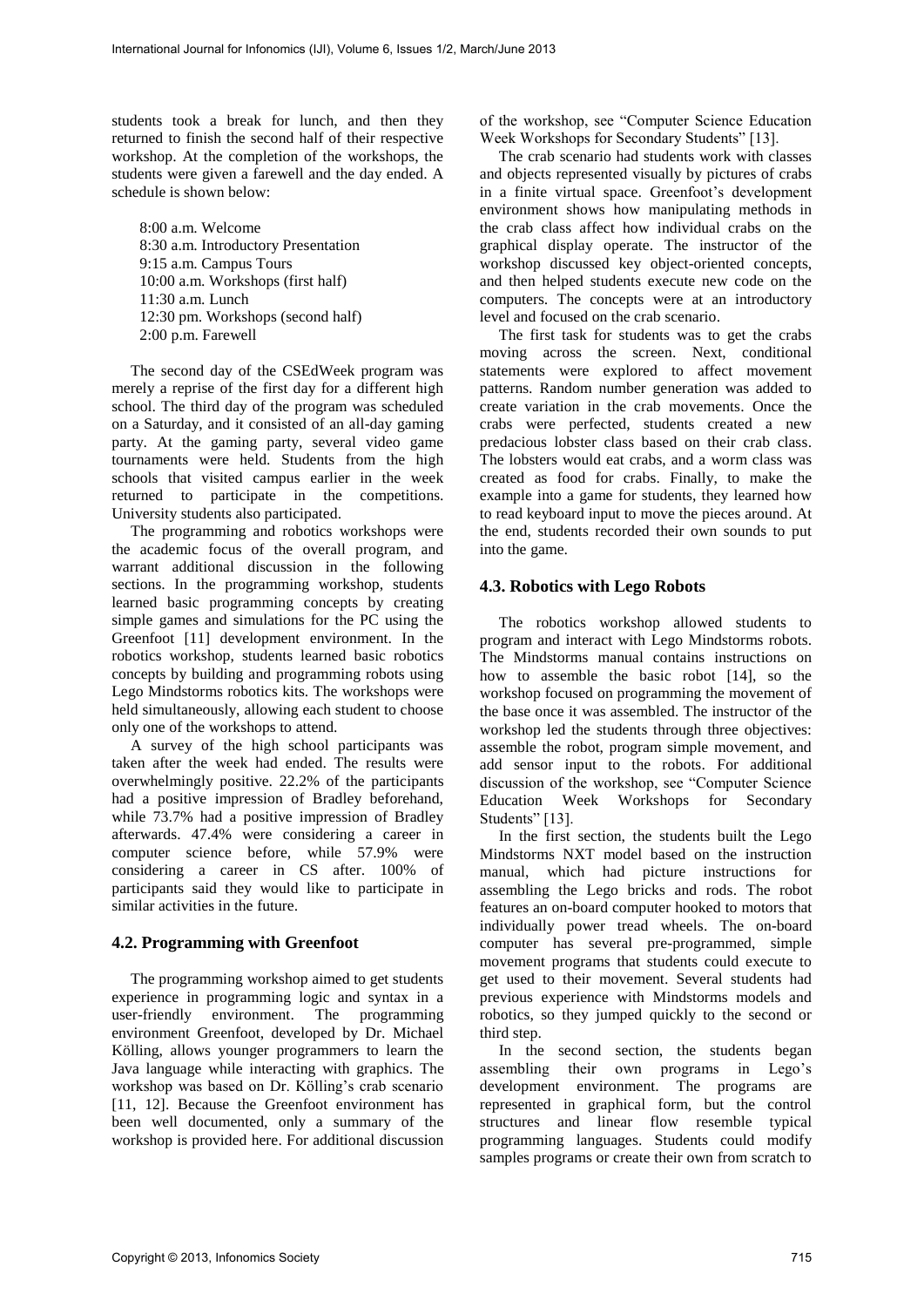students took a break for lunch, and then they returned to finish the second half of their respective workshop. At the completion of the workshops, the students were given a farewell and the day ended. A schedule is shown below:

8:00 a.m. Welcome
8:30 a.m. Introductory Presentation
9:15 a.m. Campus Tours
10:00 a.m. Workshops (first half)
11:30 a.m. Lunch
12:30 pm. Workshops (second half)
2:00 p.m. Farewell

The second day of the CSEdWeek program was merely a reprise of the first day for a different high school. The third day of the program was scheduled on a Saturday, and it consisted of an all-day gaming party. At the gaming party, several video game tournaments were held. Students from the high schools that visited campus earlier in the week returned to participate in the competitions. University students also participated.

The programming and robotics workshops were the academic focus of the overall program, and warrant additional discussion in the following sections. In the programming workshop, students learned basic programming concepts by creating simple games and simulations for the PC using the Greenfoot [11] development environment. In the robotics workshop, students learned basic robotics concepts by building and programming robots using Lego Mindstorms robotics kits. The workshops were held simultaneously, allowing each student to choose only one of the workshops to attend.

A survey of the high school participants was taken after the week had ended. The results were overwhelmingly positive. 22.2% of the participants had a positive impression of Bradley beforehand, while 73.7% had a positive impression of Bradley afterwards. 47.4% were considering a career in computer science before, while 57.9% were considering a career in CS after. 100% of participants said they would like to participate in similar activities in the future.

## 4.2. Programming with Greenfoot

The programming workshop aimed to get students experience in programming logic and syntax in a user-friendly environment. The programming environment Greenfoot, developed by Dr. Michael Kölling, allows younger programmers to learn the Java language while interacting with graphics. The workshop was based on Dr. Kölling's crab scenario [11, 12]. Because the Greenfoot environment has been well documented, only a summary of the workshop is provided here. For additional discussion of the workshop, see "Computer Science Education Week Workshops for Secondary Students" [13].

The crab scenario had students work with classes and objects represented visually by pictures of crabs in a finite virtual space. Greenfoot's development environment shows how manipulating methods in the crab class affect how individual crabs on the graphical display operate. The instructor of the workshop discussed key object-oriented concepts, and then helped students execute new code on the computers. The concepts were at an introductory level and focused on the crab scenario.

The first task for students was to get the crabs moving across the screen. Next, conditional statements were explored to affect movement patterns. Random number generation was added to create variation in the crab movements. Once the crabs were perfected, students created a new predacious lobster class based on their crab class. The lobsters would eat crabs, and a worm class was created as food for crabs. Finally, to make the example into a game for students, they learned how to read keyboard input to move the pieces around. At the end, students recorded their own sounds to put into the game.

## 4.3. Robotics with Lego Robots

The robotics workshop allowed students to program and interact with Lego Mindstorms robots. The Mindstorms manual contains instructions on how to assemble the basic robot [14], so the workshop focused on programming the movement of the base once it was assembled. The instructor of the workshop led the students through three objectives: assemble the robot, program simple movement, and add sensor input to the robots. For additional discussion of the workshop, see "Computer Science Education Week Workshops for Secondary Students" [13].

In the first section, the students built the Lego Mindstorms NXT model based on the instruction manual, which had picture instructions for assembling the Lego bricks and rods. The robot features an on-board computer hooked to motors that individually power tread wheels. The on-board computer has several pre-programmed, simple movement programs that students could execute to get used to their movement. Several students had previous experience with Mindstorms models and robotics, so they jumped quickly to the second or third step.

In the second section, the students began assembling their own programs in Lego's development environment. The programs are represented in graphical form, but the control structures and linear flow resemble typical programming languages. Students could modify samples programs or create their own from scratch to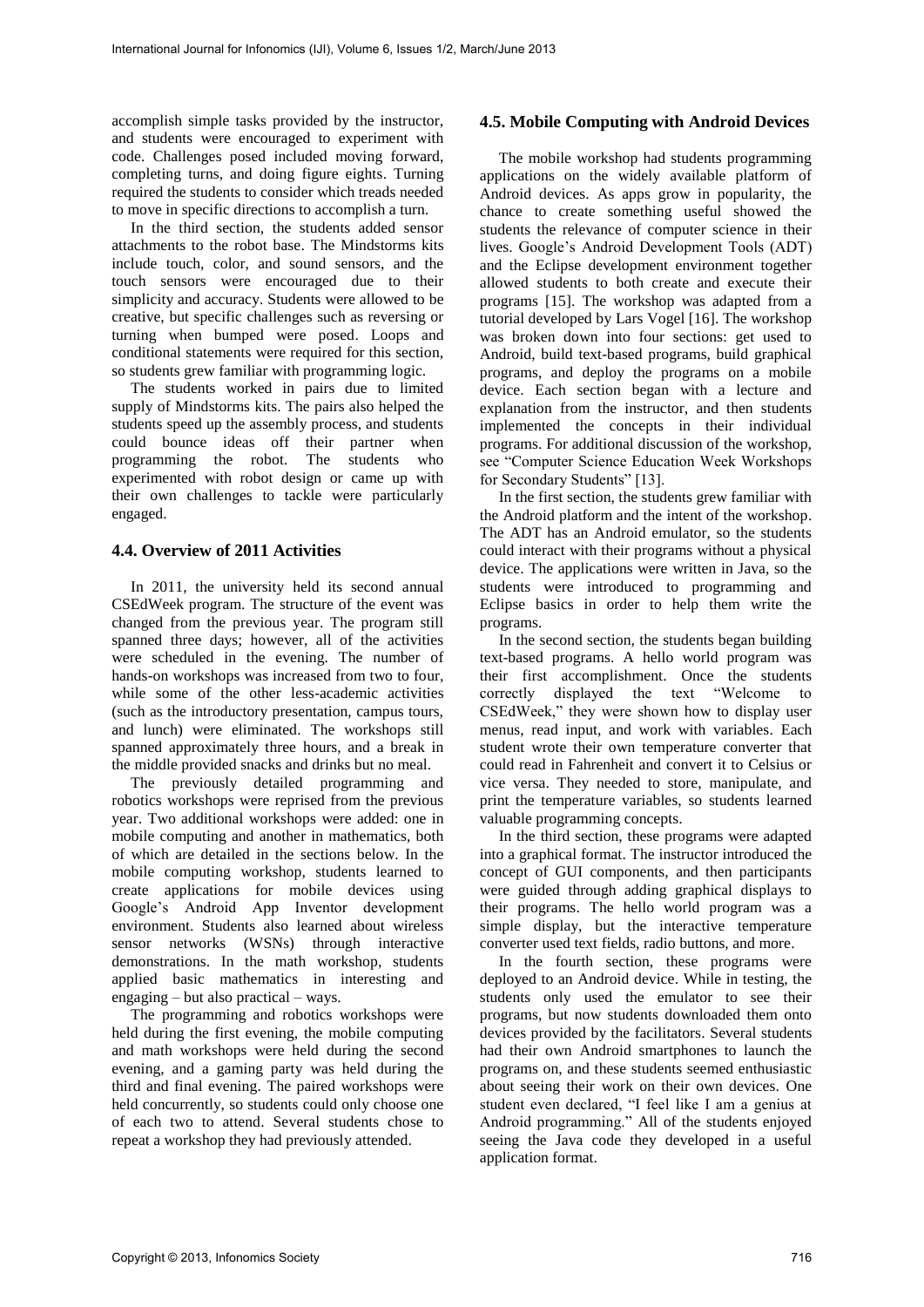accomplish simple tasks provided by the instructor, and students were encouraged to experiment with code. Challenges posed included moving forward, completing turns, and doing figure eights. Turning required the students to consider which treads needed to move in specific directions to accomplish a turn.

In the third section, the students added sensor attachments to the robot base. The Mindstorms kits include touch, color, and sound sensors, and the touch sensors were encouraged due to their simplicity and accuracy. Students were allowed to be creative, but specific challenges such as reversing or turning when bumped were posed. Loops and conditional statements were required for this section, so students grew familiar with programming logic.

The students worked in pairs due to limited supply of Mindstorms kits. The pairs also helped the students speed up the assembly process, and students could bounce ideas off their partner when programming the robot. The students who experimented with robot design or came up with their own challenges to tackle were particularly engaged.

### 4.4. Overview of 2011 Activities

In 2011, the university held its second annual CSEdWeek program. The structure of the event was changed from the previous year. The program still spanned three days; however, all of the activities were scheduled in the evening. The number of hands-on workshops was increased from two to four, while some of the other less-academic activities (such as the introductory presentation, campus tours, and lunch) were eliminated. The workshops still spanned approximately three hours, and a break in the middle provided snacks and drinks but no meal.

The previously detailed programming and robotics workshops were reprised from the previous year. Two additional workshops were added: one in mobile computing and another in mathematics, both of which are detailed in the sections below. In the mobile computing workshop, students learned to create applications for mobile devices using Google's Android App Inventor development environment. Students also learned about wireless sensor networks (WSNs) through interactive demonstrations. In the math workshop, students applied basic mathematics in interesting and engaging – but also practical – ways.

The programming and robotics workshops were held during the first evening, the mobile computing and math workshops were held during the second evening, and a gaming party was held during the third and final evening. The paired workshops were held concurrently, so students could only choose one of each two to attend. Several students chose to repeat a workshop they had previously attended.

### 4.5. Mobile Computing with Android Devices

The mobile workshop had students programming applications on the widely available platform of Android devices. As apps grow in popularity, the chance to create something useful showed the students the relevance of computer science in their lives. Google's Android Development Tools (ADT) and the Eclipse development environment together allowed students to both create and execute their programs [15]. The workshop was adapted from a tutorial developed by Lars Vogel [16]. The workshop was broken down into four sections: get used to Android, build text-based programs, build graphical programs, and deploy the programs on a mobile device. Each section began with a lecture and explanation from the instructor, and then students implemented the concepts in their individual programs. For additional discussion of the workshop, see "Computer Science Education Week Workshops for Secondary Students" [13].

In the first section, the students grew familiar with the Android platform and the intent of the workshop. The ADT has an Android emulator, so the students could interact with their programs without a physical device. The applications were written in Java, so the students were introduced to programming and Eclipse basics in order to help them write the programs.

In the second section, the students began building text-based programs. A hello world program was their first accomplishment. Once the students correctly displayed the text "Welcome to CSEdWeek," they were shown how to display user menus, read input, and work with variables. Each student wrote their own temperature converter that could read in Fahrenheit and convert it to Celsius or vice versa. They needed to store, manipulate, and print the temperature variables, so students learned valuable programming concepts.

In the third section, these programs were adapted into a graphical format. The instructor introduced the concept of GUI components, and then participants were guided through adding graphical displays to their programs. The hello world program was a simple display, but the interactive temperature converter used text fields, radio buttons, and more.

In the fourth section, these programs were deployed to an Android device. While in testing, the students only used the emulator to see their programs, but now students downloaded them onto devices provided by the facilitators. Several students had their own Android smartphones to launch the programs on, and these students seemed enthusiastic about seeing their work on their own devices. One student even declared, "I feel like I am a genius at Android programming." All of the students enjoyed seeing the Java code they developed in a useful application format.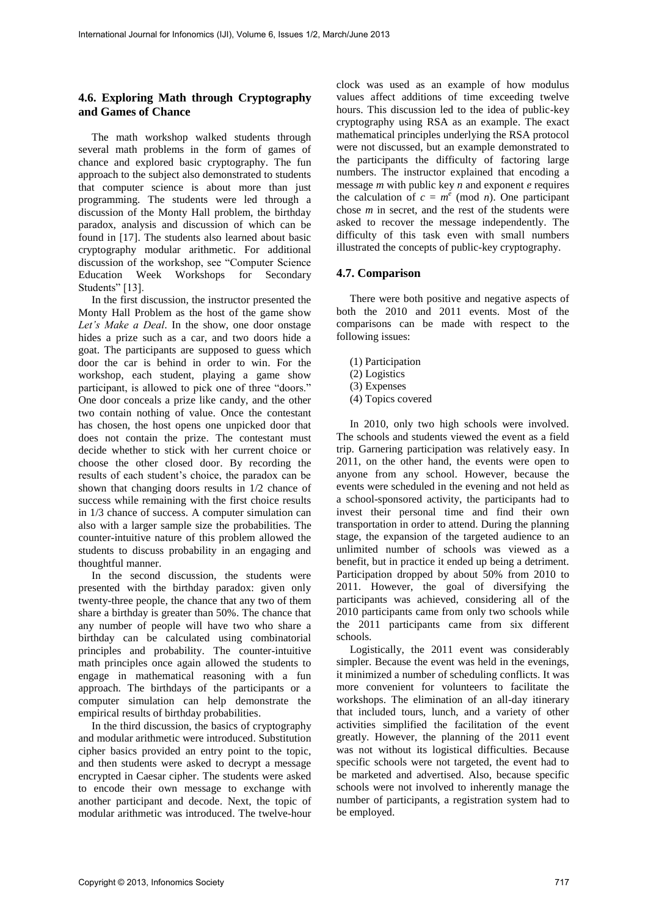### 4.6. Exploring Math through Cryptography and Games of Chance

The math workshop walked students through several math problems in the form of games of chance and explored basic cryptography. The fun approach to the subject also demonstrated to students that computer science is about more than just programming. The students were led through a discussion of the Monty Hall problem, the birthday paradox, analysis and discussion of which can be found in [17]. The students also learned about basic cryptography modular arithmetic. For additional discussion of the workshop, see "Computer Science Education Week Workshops for Secondary Students" [13].

In the first discussion, the instructor presented the Monty Hall Problem as the host of the game show *Let's Make a Deal*. In the show, one door onstage hides a prize such as a car, and two doors hide a goat. The participants are supposed to guess which door the car is behind in order to win. For the workshop, each student, playing a game show participant, is allowed to pick one of three "doors." One door conceals a prize like candy, and the other two contain nothing of value. Once the contestant has chosen, the host opens one unpicked door that does not contain the prize. The contestant must decide whether to stick with her current choice or choose the other closed door. By recording the results of each student's choice, the paradox can be shown that changing doors results in 1/2 chance of success while remaining with the first choice results in 1/3 chance of success. A computer simulation can also with a larger sample size the probabilities. The counter-intuitive nature of this problem allowed the students to discuss probability in an engaging and thoughtful manner.

In the second discussion, the students were presented with the birthday paradox: given only twenty-three people, the chance that any two of them share a birthday is greater than 50%. The chance that any number of people will have two who share a birthday can be calculated using combinatorial principles and probability. The counter-intuitive math principles once again allowed the students to engage in mathematical reasoning with a fun approach. The birthdays of the participants or a computer simulation can help demonstrate the empirical results of birthday probabilities.

In the third discussion, the basics of cryptography and modular arithmetic were introduced. Substitution cipher basics provided an entry point to the topic, and then students were asked to decrypt a message encrypted in Caesar cipher. The students were asked to encode their own message to exchange with another participant and decode. Next, the topic of modular arithmetic was introduced. The twelve-hour clock was used as an example of how modulus values affect additions of time exceeding twelve hours. This discussion led to the idea of public-key cryptography using RSA as an example. The exact mathematical principles underlying the RSA protocol were not discussed, but an example demonstrated to the participants the difficulty of factoring large numbers. The instructor explained that encoding a message $m$ with public key $n$ and exponent $e$ requires the calculation of $c = m^e \pmod{n}$. One participant chose $m$ in secret, and the rest of the students were asked to recover the message independently. The difficulty of this task even with small numbers illustrated the concepts of public-key cryptography.

### 4.7. Comparison

There were both positive and negative aspects of both the 2010 and 2011 events. Most of the comparisons can be made with respect to the following issues:

(1) Participation
(2) Logistics
(3) Expenses
(4) Topics covered

In 2010, only two high schools were involved. The schools and students viewed the event as a field trip. Garnering participation was relatively easy. In 2011, on the other hand, the events were open to anyone from any school. However, because the events were scheduled in the evening and not held as a school-sponsored activity, the participants had to invest their personal time and find their own transportation in order to attend. During the planning stage, the expansion of the targeted audience to an unlimited number of schools was viewed as a benefit, but in practice it ended up being a detriment. Participation dropped by about 50% from 2010 to 2011. However, the goal of diversifying the participants was achieved, considering all of the 2010 participants came from only two schools while the 2011 participants came from six different schools.

Logistically, the 2011 event was considerably simpler. Because the event was held in the evenings, it minimized a number of scheduling conflicts. It was more convenient for volunteers to facilitate the workshops. The elimination of an all-day itinerary that included tours, lunch, and a variety of other activities simplified the facilitation of the event greatly. However, the planning of the 2011 event was not without its logistical difficulties. Because specific schools were not targeted, the event had to be marketed and advertised. Also, because specific schools were not involved to inherently manage the number of participants, a registration system had to be employed.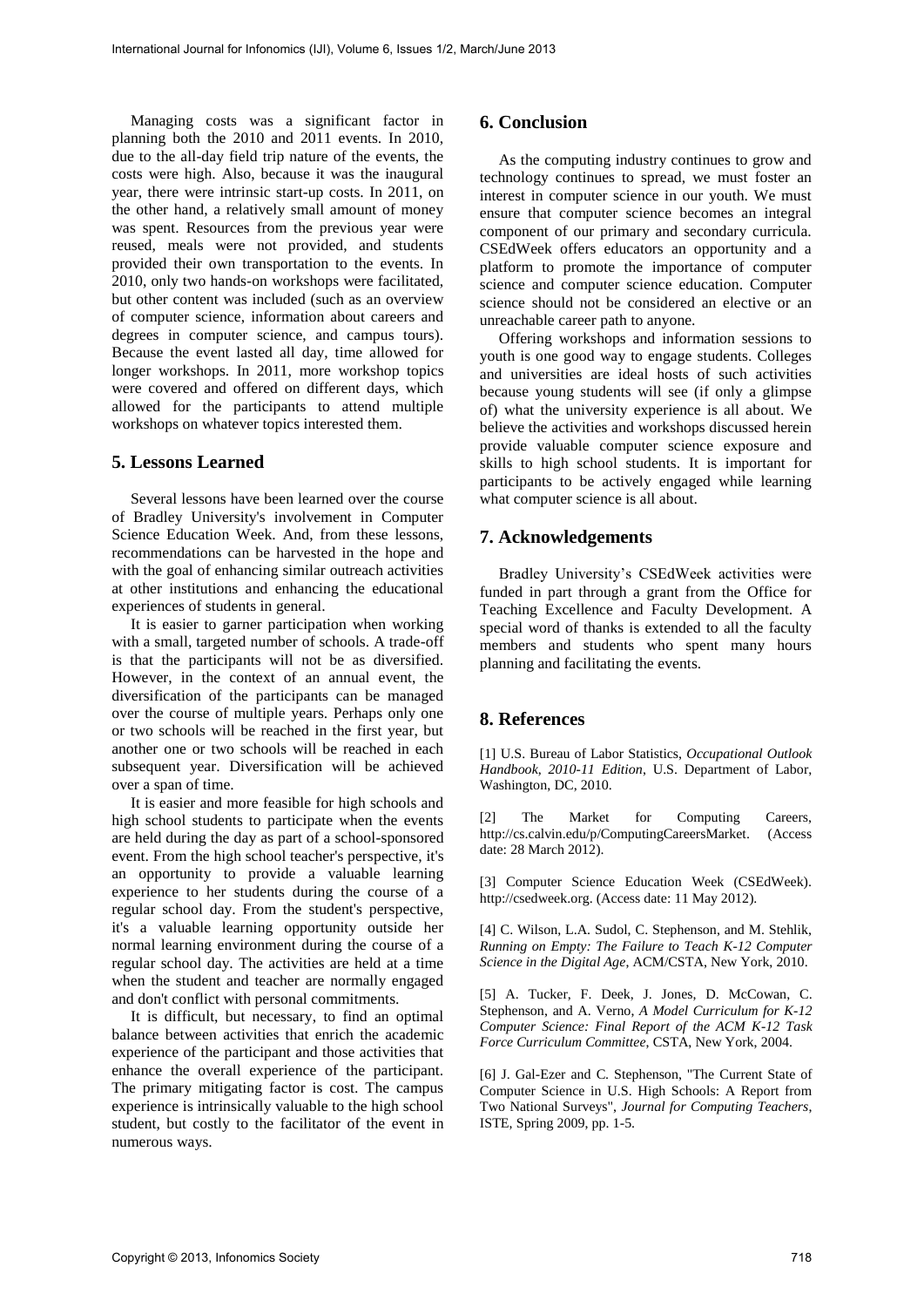Managing costs was a significant factor in planning both the 2010 and 2011 events. In 2010, due to the all-day field trip nature of the events, the costs were high. Also, because it was the inaugural year, there were intrinsic start-up costs. In 2011, on the other hand, a relatively small amount of money was spent. Resources from the previous year were reused, meals were not provided, and students provided their own transportation to the events. In 2010, only two hands-on workshops were facilitated, but other content was included (such as an overview of computer science, information about careers and degrees in computer science, and campus tours). Because the event lasted all day, time allowed for longer workshops. In 2011, more workshop topics were covered and offered on different days, which allowed for the participants to attend multiple workshops on whatever topics interested them.

## 5. Lessons Learned

Several lessons have been learned over the course of Bradley University's involvement in Computer Science Education Week. And, from these lessons, recommendations can be harvested in the hope and with the goal of enhancing similar outreach activities at other institutions and enhancing the educational experiences of students in general.

It is easier to garner participation when working with a small, targeted number of schools. A trade-off is that the participants will not be as diversified. However, in the context of an annual event, the diversification of the participants can be managed over the course of multiple years. Perhaps only one or two schools will be reached in the first year, but another one or two schools will be reached in each subsequent year. Diversification will be achieved over a span of time.

It is easier and more feasible for high schools and high school students to participate when the events are held during the day as part of a school-sponsored event. From the high school teacher's perspective, it's an opportunity to provide a valuable learning experience to her students during the course of a regular school day. From the student's perspective, it's a valuable learning opportunity outside her normal learning environment during the course of a regular school day. The activities are held at a time when the student and teacher are normally engaged and don't conflict with personal commitments.

It is difficult, but necessary, to find an optimal balance between activities that enrich the academic experience of the participant and those activities that enhance the overall experience of the participant. The primary mitigating factor is cost. The campus experience is intrinsically valuable to the high school student, but costly to the facilitator of the event in numerous ways.

## 6. Conclusion

As the computing industry continues to grow and technology continues to spread, we must foster an interest in computer science in our youth. We must ensure that computer science becomes an integral component of our primary and secondary curricula. CSEdWeek offers educators an opportunity and a platform to promote the importance of computer science and computer science education. Computer science should not be considered an elective or an unreachable career path to anyone.

Offering workshops and information sessions to youth is one good way to engage students. Colleges and universities are ideal hosts of such activities because young students will see (if only a glimpse of) what the university experience is all about. We believe the activities and workshops discussed herein provide valuable computer science exposure and skills to high school students. It is important for participants to be actively engaged while learning what computer science is all about.

## 7. Acknowledgements

Bradley University's CSEdWeek activities were funded in part through a grant from the Office for Teaching Excellence and Faculty Development. A special word of thanks is extended to all the faculty members and students who spent many hours planning and facilitating the events.

## 8. References

[1] U.S. Bureau of Labor Statistics, *Occupational Outlook Handbook, 2010-11 Edition*, U.S. Department of Labor, Washington, DC, 2010.

[2] The Market for Computing Careers, http://cs.calvin.edu/p/ComputingCareersMarket. (Access date: 28 March 2012).

[3] Computer Science Education Week (CSEdWeek). http://csedweek.org. (Access date: 11 May 2012).

[4] C. Wilson, L.A. Sudol, C. Stephenson, and M. Stehlik, *Running on Empty: The Failure to Teach K-12 Computer Science in the Digital Age*, ACM/CSTA, New York, 2010.

[5] A. Tucker, F. Deek, J. Jones, D. McCowan, C. Stephenson, and A. Verno, *A Model Curriculum for K-12 Computer Science: Final Report of the ACM K-12 Task Force Curriculum Committee*, CSTA, New York, 2004.

[6] J. Gal-Ezer and C. Stephenson, "The Current State of Computer Science in U.S. High Schools: A Report from Two National Surveys", *Journal for Computing Teachers*, ISTE, Spring 2009, pp. 1-5.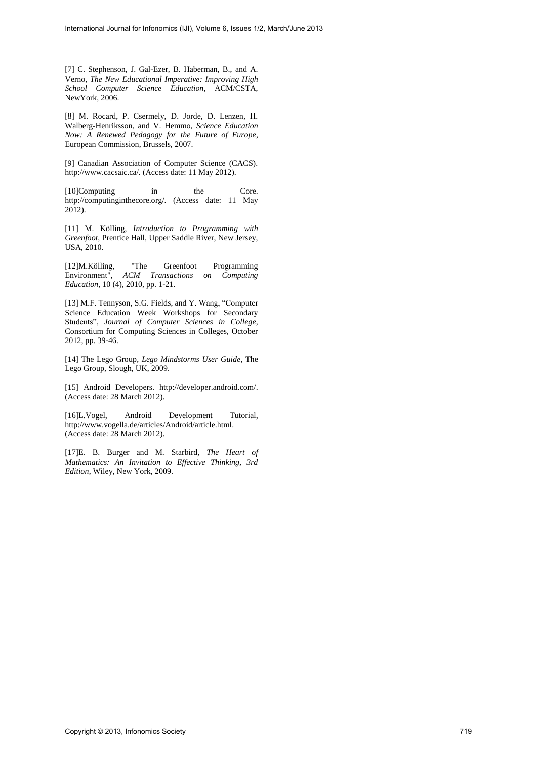[7] C. Stephenson, J. Gal-Ezer, B. Haberman, B., and A. Verno, *The New Educational Imperative: Improving High School Computer Science Education*, ACM/CSTA, NewYork, 2006.

[8] M. Rocard, P. Csermely, D. Jorde, D. Lenzen, H. Walberg-Henriksson, and V. Hemmo, *Science Education Now: A Renewed Pedagogy for the Future of Europe*, European Commission, Brussels, 2007.

[9] Canadian Association of Computer Science (CACS). http://www.cacsaic.ca/. (Access date: 11 May 2012).

[10]Computing in the Core. http://computinginthecore.org/. (Access date: 11 May 2012).

[11] M. Kölling, *Introduction to Programming with Greenfoot*, Prentice Hall, Upper Saddle River, New Jersey, USA, 2010.

[12]M.Kölling, "The Greenfoot Programming Environment", *ACM Transactions on Computing Education*, 10 (4), 2010, pp. 1-21.

[13] M.F. Tennyson, S.G. Fields, and Y. Wang, "Computer Science Education Week Workshops for Secondary Students", *Journal of Computer Sciences in College*, Consortium for Computing Sciences in Colleges, October 2012, pp. 39-46.

[14] The Lego Group, *Lego Mindstorms User Guide*, The Lego Group, Slough, UK, 2009.

[15] Android Developers. http://developer.android.com/. (Access date: 28 March 2012).

[16]L.Vogel, Android Development Tutorial, http://www.vogella.de/articles/Android/article.html. (Access date: 28 March 2012).

[17]E. B. Burger and M. Starbird, *The Heart of Mathematics: An Invitation to Effective Thinking, 3rd Edition*, Wiley, New York, 2009.